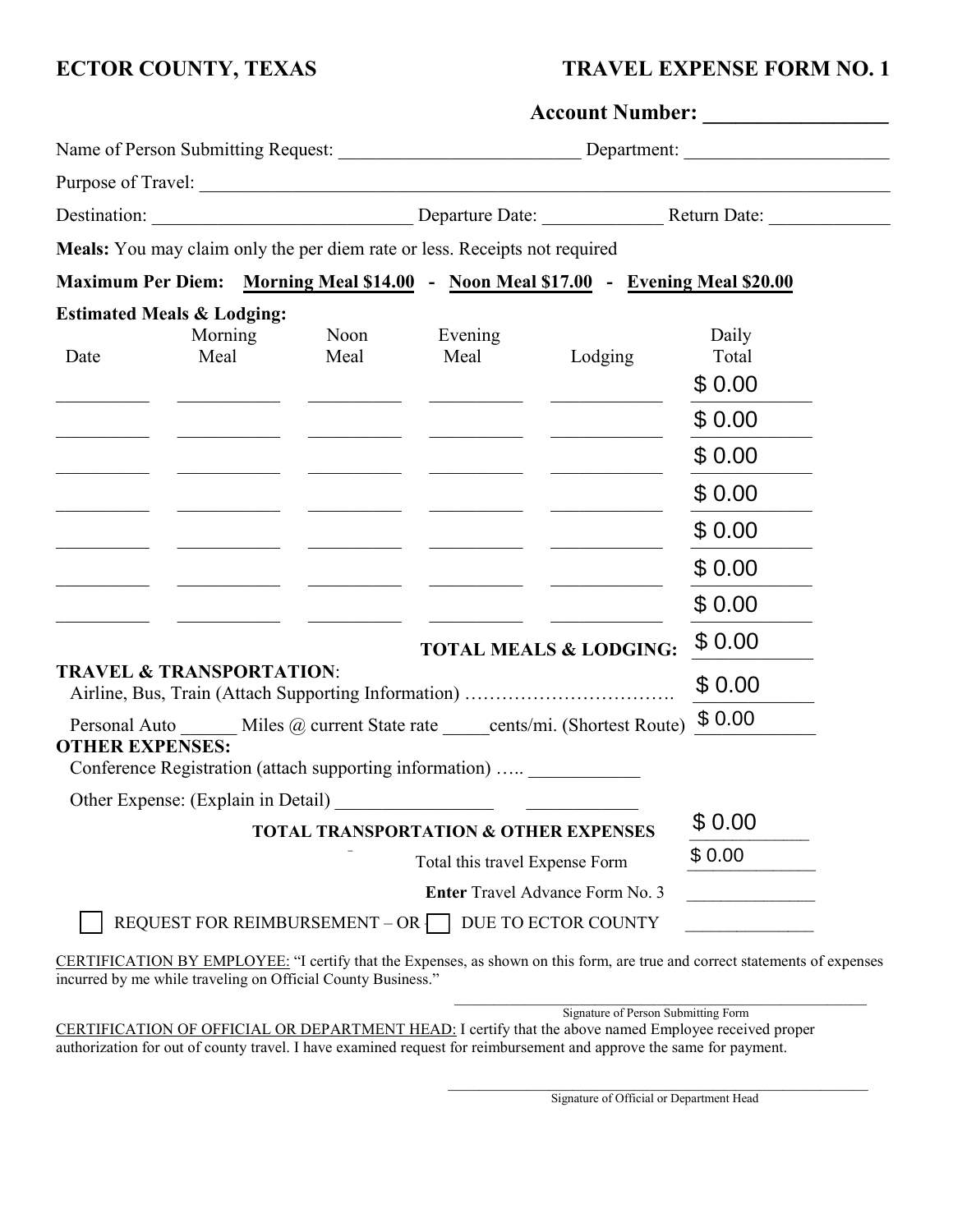**ECTOR COUNTY, TEXAS** **TRAVEL EXPENSE FORM NO. 1**

**Account Number: _________________**

Name of Person Submitting Request: __________________________ Department: ______________________

Purpose of Travel: ______________________________________________________________________________

Destination: ____________________________ Departure Date: _____________ Return Date: _____________

**Meals:** You may claim only the per diem rate or less. Receipts not required

**Maximum Per Diem:** **Morning Meal $14.00** - **Noon Meal $17.00** - **Evening Meal $20.00**

**Estimated Meals & Lodging:**

| Date | Morning Meal | Noon Meal | Evening Meal | Lodging | Daily Total |
|---|---|---|---|---|---|
| | | | | | $ 0.00 |
| | | | | | $ 0.00 |
| | | | | | $ 0.00 |
| | | | | | $ 0.00 |
| | | | | | $ 0.00 |
| | | | | | $ 0.00 |
| | | | | | $ 0.00 |
| | | | | **TOTAL MEALS & LODGING:** | $ 0.00 |

**TRAVEL & TRANSPORTATION**:

Airline, Bus, Train (Attach Supporting Information) ……………………………. $ 0.00

Personal Auto ______ Miles @ current State rate _____cents/mi. (Shortest Route) $ 0.00

**OTHER EXPENSES:**

Conference Registration (attach supporting information) ….. ____________

Other Expense: (Explain in Detail) ________________ ____________

**TOTAL TRANSPORTATION & OTHER EXPENSES** $ 0.00

Total this travel Expense Form $ 0.00

**Enter** Travel Advance Form No. 3 ______________

☐ REQUEST FOR REIMBURSEMENT – OR ☐ DUE TO ECTOR COUNTY ______________

CERTIFICATION BY EMPLOYEE: "I certify that the Expenses, as shown on this form, are true and correct statements of expenses incurred by me while traveling on Official County Business."

______________________________________________
Signature of Person Submitting Form

CERTIFICATION OF OFFICIAL OR DEPARTMENT HEAD: I certify that the above named Employee received proper authorization for out of county travel. I have examined request for reimbursement and approve the same for payment.

______________________________________________
Signature of Official or Department Head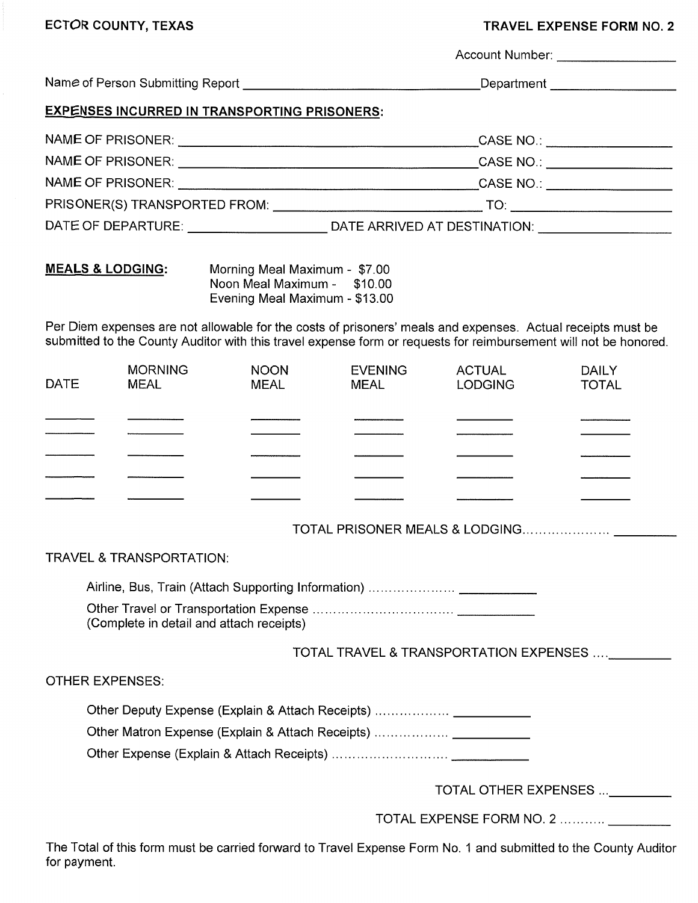**ECTOR COUNTY, TEXAS** **TRAVEL EXPENSE FORM NO. 2**

Account Number: ________________

Name of Person Submitting Report ________________________________ Department ________________

**EXPENSES INCURRED IN TRANSPORTING PRISONERS:**

NAME OF PRISONER: ________________________________________ CASE NO.: ________________

NAME OF PRISONER: ________________________________________ CASE NO.: ________________

NAME OF PRISONER: ________________________________________ CASE NO.: ________________

PRISONER(S) TRANSPORTED FROM: ____________________________ TO: ______________________

DATE OF DEPARTURE: __________________ DATE ARRIVED AT DESTINATION: __________________

**MEALS & LODGING:**

Morning Meal Maximum - $7.00
Noon Meal Maximum - $10.00
Evening Meal Maximum - $13.00

Per Diem expenses are not allowable for the costs of prisoners' meals and expenses. Actual receipts must be submitted to the County Auditor with this travel expense form or requests for reimbursement will not be honored.

| DATE | MORNING MEAL | NOON MEAL | EVENING MEAL | ACTUAL LODGING | DAILY TOTAL |
|---|---|---|---|---|---|
| ______ | ______ | ______ | ______ | ______ | ______ |
| ______ | ______ | ______ | ______ | ______ | ______ |
| ______ | ______ | ______ | ______ | ______ | ______ |
| ______ | ______ | ______ | ______ | ______ | ______ |
| ______ | ______ | ______ | ______ | ______ | ______ |

TOTAL PRISONER MEALS & LODGING.................... ________

TRAVEL & TRANSPORTATION:

Airline, Bus, Train (Attach Supporting Information) .................... __________

Other Travel or Transportation Expense ................................ __________
(Complete in detail and attach receipts)

TOTAL TRAVEL & TRANSPORTATION EXPENSES .... ________

OTHER EXPENSES:

Other Deputy Expense (Explain & Attach Receipts) ................. __________

Other Matron Expense (Explain & Attach Receipts) ................. __________

Other Expense (Explain & Attach Receipts) ........................... __________

TOTAL OTHER EXPENSES ... ________

TOTAL EXPENSE FORM NO. 2 ........... ________

The Total of this form must be carried forward to Travel Expense Form No. 1 and submitted to the County Auditor for payment.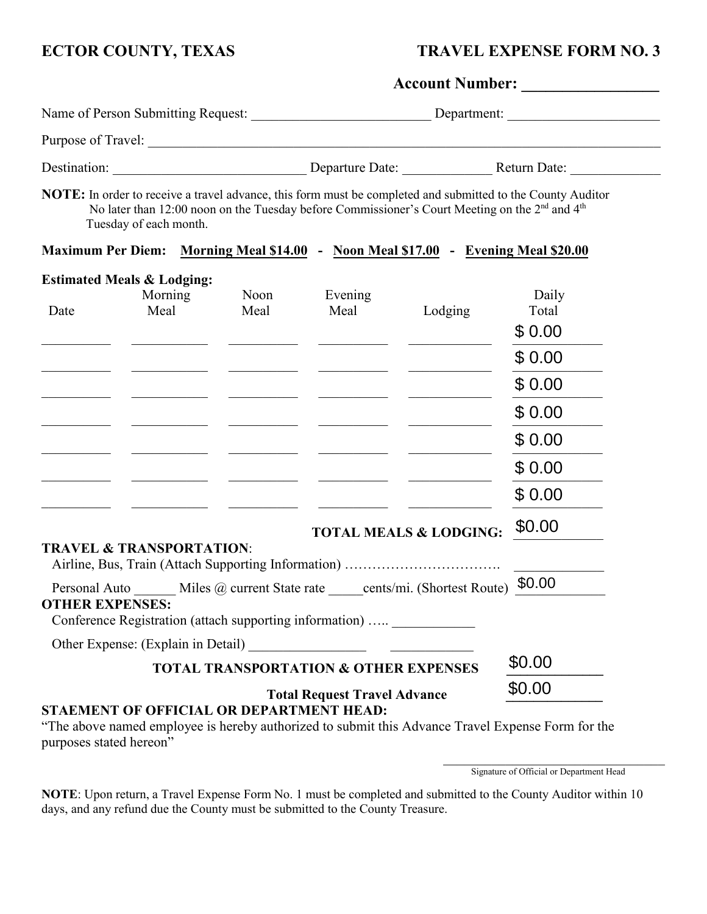**ECTOR COUNTY, TEXAS** **TRAVEL EXPENSE FORM NO. 3**

**Account Number: ________________**

Name of Person Submitting Request: _________________________ Department: _____________________

Purpose of Travel: ___________________________________________________________________________

Destination: ____________________________ Departure Date: _____________ Return Date: _____________

**NOTE:** In order to receive a travel advance, this form must be completed and submitted to the County Auditor No later than 12:00 noon on the Tuesday before Commissioner's Court Meeting on the 2nd and 4th Tuesday of each month.

**Maximum Per Diem:** **Morning Meal $14.00** - **Noon Meal $17.00** - **Evening Meal $20.00**

**Estimated Meals & Lodging:**

| Date | Morning Meal | Noon Meal | Evening Meal | Lodging | Daily Total |
|---|---|---|---|---|---|
| | | | | | $ 0.00 |
| | | | | | $ 0.00 |
| | | | | | $ 0.00 |
| | | | | | $ 0.00 |
| | | | | | $ 0.00 |
| | | | | | $ 0.00 |
| | | | | | $ 0.00 |

**TOTAL MEALS & LODGING:** $0.00

**TRAVEL & TRANSPORTATION**:

Airline, Bus, Train (Attach Supporting Information) ……………………………. ____________

Personal Auto ______ Miles @ current State rate _____cents/mi. (Shortest Route) $0.00

**OTHER EXPENSES:**

Conference Registration (attach supporting information) ….. ____________

Other Expense: (Explain in Detail) ________________ ____________

**TOTAL TRANSPORTATION & OTHER EXPENSES** $0.00

**Total Request Travel Advance** $0.00

**STAEMENT OF OFFICIAL OR DEPARTMENT HEAD:**

"The above named employee is hereby authorized to submit this Advance Travel Expense Form for the purposes stated hereon"

_______________________________________
Signature of Official or Department Head

**NOTE**: Upon return, a Travel Expense Form No. 1 must be completed and submitted to the County Auditor within 10 days, and any refund due the County must be submitted to the County Treasure.